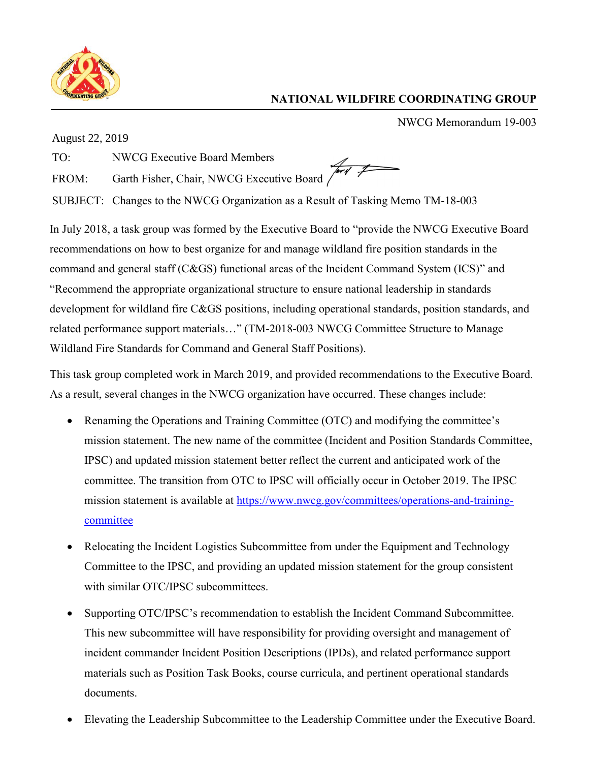# NATIONAL WILDFIRE COORDINATING GROUP

NWCG Memorandum 19-003

August 22, 2019

TO: NWCG Executive Board Members

FROM: Garth Fisher, Chair, NWCG Executive Board

SUBJECT: Changes to the NWCG Organization as a Result of Tasking Memo TM-18-003

In July 2018, a task group was formed by the Executive Board to "provide the NWCG Executive Board recommendations on how to best organize for and manage wildland fire position standards in the command and general staff (C&GS) functional areas of the Incident Command System (ICS)" and "Recommend the appropriate organizational structure to ensure national leadership in standards development for wildland fire C&GS positions, including operational standards, position standards, and related performance support materials…" (TM-2018-003 NWCG Committee Structure to Manage Wildland Fire Standards for Command and General Staff Positions).

This task group completed work in March 2019, and provided recommendations to the Executive Board. As a result, several changes in the NWCG organization have occurred. These changes include:

- Renaming the Operations and Training Committee (OTC) and modifying the committee's mission statement. The new name of the committee (Incident and Position Standards Committee, IPSC) and updated mission statement better reflect the current and anticipated work of the committee. The transition from OTC to IPSC will officially occur in October 2019. The IPSC mission statement is available at https://www.nwcg.gov/committees/operations-and-training-committee
- Relocating the Incident Logistics Subcommittee from under the Equipment and Technology Committee to the IPSC, and providing an updated mission statement for the group consistent with similar OTC/IPSC subcommittees.
- Supporting OTC/IPSC's recommendation to establish the Incident Command Subcommittee. This new subcommittee will have responsibility for providing oversight and management of incident commander Incident Position Descriptions (IPDs), and related performance support materials such as Position Task Books, course curricula, and pertinent operational standards documents.
- Elevating the Leadership Subcommittee to the Leadership Committee under the Executive Board.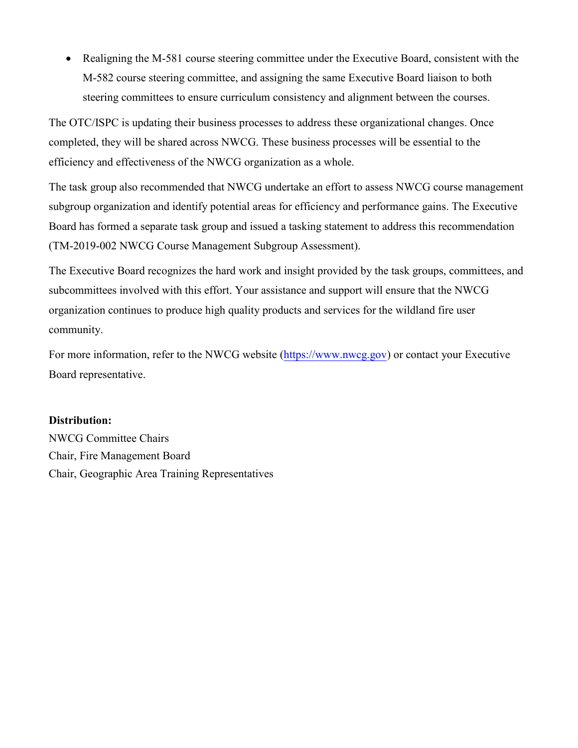- Realigning the M-581 course steering committee under the Executive Board, consistent with the M-582 course steering committee, and assigning the same Executive Board liaison to both steering committees to ensure curriculum consistency and alignment between the courses.

The OTC/ISPC is updating their business processes to address these organizational changes. Once completed, they will be shared across NWCG. These business processes will be essential to the efficiency and effectiveness of the NWCG organization as a whole.

The task group also recommended that NWCG undertake an effort to assess NWCG course management subgroup organization and identify potential areas for efficiency and performance gains. The Executive Board has formed a separate task group and issued a tasking statement to address this recommendation (TM-2019-002 NWCG Course Management Subgroup Assessment).

The Executive Board recognizes the hard work and insight provided by the task groups, committees, and subcommittees involved with this effort. Your assistance and support will ensure that the NWCG organization continues to produce high quality products and services for the wildland fire user community.

For more information, refer to the NWCG website (https://www.nwcg.gov) or contact your Executive Board representative.

**Distribution:**
NWCG Committee Chairs
Chair, Fire Management Board
Chair, Geographic Area Training Representatives